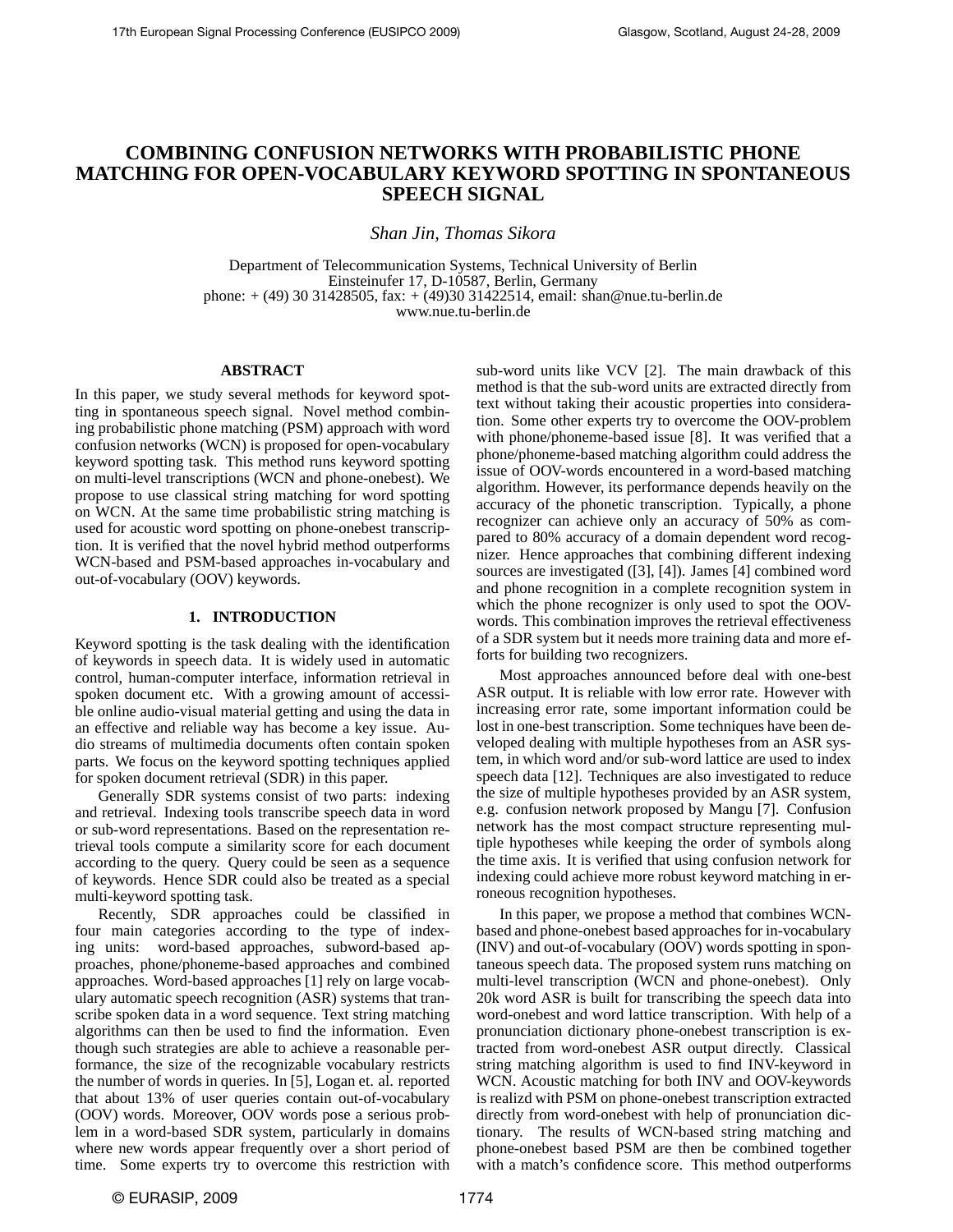# COMBINING CONFUSION NETWORKS WITH PROBABILISTIC PHONE MATCHING FOR OPEN-VOCABULARY KEYWORD SPOTTING IN SPONTANEOUS SPEECH SIGNAL

*Shan Jin, Thomas Sikora*

Department of Telecommunication Systems, Technical University of Berlin
Einsteinufer 17, D-10587, Berlin, Germany
phone: + (49) 30 31428505, fax: + (49)30 31422514, email: shan@nue.tu-berlin.de
www.nue.tu-berlin.de

## ABSTRACT

In this paper, we study several methods for keyword spotting in spontaneous speech signal. Novel method combining probabilistic phone matching (PSM) approach with word confusion networks (WCN) is proposed for open-vocabulary keyword spotting task. This method runs keyword spotting on multi-level transcriptions (WCN and phone-onebest). We propose to use classical string matching for word spotting on WCN. At the same time probabilistic string matching is used for acoustic word spotting on phone-onebest transcription. It is verified that the novel hybrid method outperforms WCN-based and PSM-based approaches in-vocabulary and out-of-vocabulary (OOV) keywords.

## 1. INTRODUCTION

Keyword spotting is the task dealing with the identification of keywords in speech data. It is widely used in automatic control, human-computer interface, information retrieval in spoken document etc. With a growing amount of accessible online audio-visual material getting and using the data in an effective and reliable way has become a key issue. Audio streams of multimedia documents often contain spoken parts. We focus on the keyword spotting techniques applied for spoken document retrieval (SDR) in this paper.

Generally SDR systems consist of two parts: indexing and retrieval. Indexing tools transcribe speech data in word or sub-word representations. Based on the representation retrieval tools compute a similarity score for each document according to the query. Query could be seen as a sequence of keywords. Hence SDR could also be treated as a special multi-keyword spotting task.

Recently, SDR approaches could be classified in four main categories according to the type of indexing units: word-based approaches, subword-based approaches, phone/phoneme-based approaches and combined approaches. Word-based approaches [1] rely on large vocabulary automatic speech recognition (ASR) systems that transcribe spoken data in a word sequence. Text string matching algorithms can then be used to find the information. Even though such strategies are able to achieve a reasonable performance, the size of the recognizable vocabulary restricts the number of words in queries. In [5], Logan et. al. reported that about 13% of user queries contain out-of-vocabulary (OOV) words. Moreover, OOV words pose a serious problem in a word-based SDR system, particularly in domains where new words appear frequently over a short period of time. Some experts try to overcome this restriction with sub-word units like VCV [2]. The main drawback of this method is that the sub-word units are extracted directly from text without taking their acoustic properties into consideration. Some other experts try to overcome the OOV-problem with phone/phoneme-based issue [8]. It was verified that a phone/phoneme-based matching algorithm could address the issue of OOV-words encountered in a word-based matching algorithm. However, its performance depends heavily on the accuracy of the phonetic transcription. Typically, a phone recognizer can achieve only an accuracy of 50% as compared to 80% accuracy of a domain dependent word recognizer. Hence approaches that combining different indexing sources are investigated ([3], [4]). James [4] combined word and phone recognition in a complete recognition system in which the phone recognizer is only used to spot the OOV-words. This combination improves the retrieval effectiveness of a SDR system but it needs more training data and more efforts for building two recognizers.

Most approaches announced before deal with one-best ASR output. It is reliable with low error rate. However with increasing error rate, some important information could be lost in one-best transcription. Some techniques have been developed dealing with multiple hypotheses from an ASR system, in which word and/or sub-word lattice are used to index speech data [12]. Techniques are also investigated to reduce the size of multiple hypotheses provided by an ASR system, e.g. confusion network proposed by Mangu [7]. Confusion network has the most compact structure representing multiple hypotheses while keeping the order of symbols along the time axis. It is verified that using confusion network for indexing could achieve more robust keyword matching in erroneous recognition hypotheses.

In this paper, we propose a method that combines WCN-based and phone-onebest based approaches for in-vocabulary (INV) and out-of-vocabulary (OOV) words spotting in spontaneous speech data. The proposed system runs matching on multi-level transcription (WCN and phone-onebest). Only 20k word ASR is built for transcribing the speech data into word-onebest and word lattice transcription. With help of a pronunciation dictionary phone-onebest transcription is extracted from word-onebest ASR output directly. Classical string matching algorithm is used to find INV-keyword in WCN. Acoustic matching for both INV and OOV-keywords is realizd with PSM on phone-onebest transcription extracted directly from word-onebest with help of pronunciation dictionary. The results of WCN-based string matching and phone-onebest based PSM are then be combined together with a match's confidence score. This method outperforms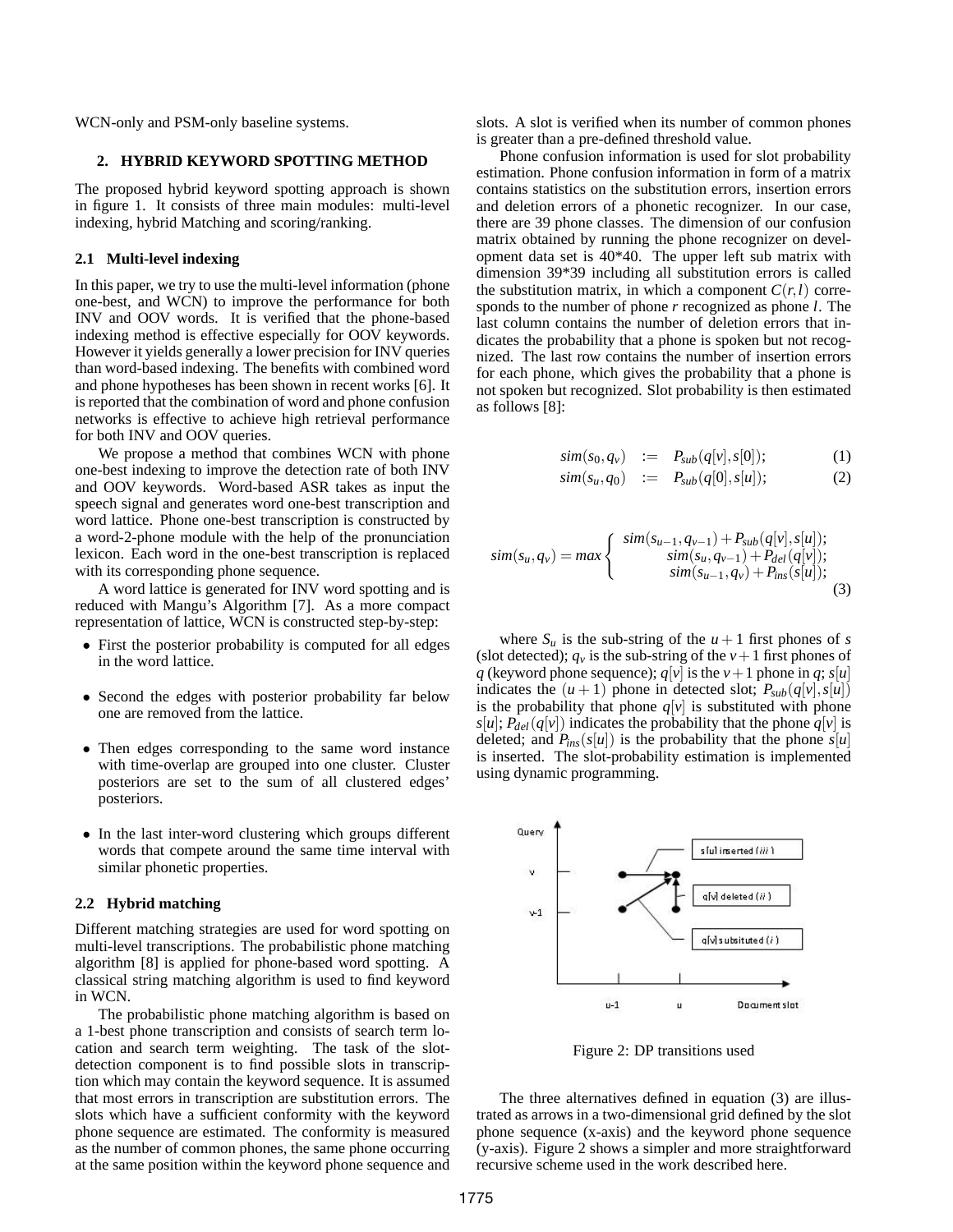WCN-only and PSM-only baseline systems.

## 2. HYBRID KEYWORD SPOTTING METHOD

The proposed hybrid keyword spotting approach is shown in figure 1. It consists of three main modules: multi-level indexing, hybrid Matching and scoring/ranking.

### 2.1 Multi-level indexing

In this paper, we try to use the multi-level information (phone one-best, and WCN) to improve the performance for both INV and OOV words. It is verified that the phone-based indexing method is effective especially for OOV keywords. However it yields generally a lower precision for INV queries than word-based indexing. The benefits with combined word and phone hypotheses has been shown in recent works [6]. It is reported that the combination of word and phone confusion networks is effective to achieve high retrieval performance for both INV and OOV queries.

We propose a method that combines WCN with phone one-best indexing to improve the detection rate of both INV and OOV keywords. Word-based ASR takes as input the speech signal and generates word one-best transcription and word lattice. Phone one-best transcription is constructed by a word-2-phone module with the help of the pronunciation lexicon. Each word in the one-best transcription is replaced with its corresponding phone sequence.

A word lattice is generated for INV word spotting and is reduced with Mangu's Algorithm [7]. As a more compact representation of lattice, WCN is constructed step-by-step:

- First the posterior probability is computed for all edges in the word lattice.
- Second the edges with posterior probability far below one are removed from the lattice.
- Then edges corresponding to the same word instance with time-overlap are grouped into one cluster. Cluster posteriors are set to the sum of all clustered edges' posteriors.
- In the last inter-word clustering which groups different words that compete around the same time interval with similar phonetic properties.

### 2.2 Hybrid matching

Different matching strategies are used for word spotting on multi-level transcriptions. The probabilistic phone matching algorithm [8] is applied for phone-based word spotting. A classical string matching algorithm is used to find keyword in WCN.

The probabilistic phone matching algorithm is based on a 1-best phone transcription and consists of search term location and search term weighting. The task of the slot-detection component is to find possible slots in transcription which may contain the keyword sequence. It is assumed that most errors in transcription are substitution errors. The slots which have a sufficient conformity with the keyword phone sequence are estimated. The conformity is measured as the number of common phones, the same phone occurring at the same position within the keyword phone sequence and slots. A slot is verified when its number of common phones is greater than a pre-defined threshold value.

Phone confusion information is used for slot probability estimation. Phone confusion information in form of a matrix contains statistics on the substitution errors, insertion errors and deletion errors of a phonetic recognizer. In our case, there are 39 phone classes. The dimension of our confusion matrix obtained by running the phone recognizer on development data set is 40*40. The upper left sub matrix with dimension 39*39 including all substitution errors is called the substitution matrix, in which a component $C(r,l)$ corresponds to the number of phone $r$ recognized as phone $l$. The last column contains the number of deletion errors that indicates the probability that a phone is spoken but not recognized. The last row contains the number of insertion errors for each phone, which gives the probability that a phone is not spoken but recognized. Slot probability is then estimated as follows [8]:

$$sim(s_0, q_v) \;:=\; P_{sub}(q[v], s[0]); \tag{1}$$

$$sim(s_u, q_0) \;:=\; P_{sub}(q[0], s[u]); \tag{2}$$

$$sim(s_u, q_v) = max \begin{cases} sim(s_{u-1}, q_{v-1}) + P_{sub}(q[v], s[u]); \\ sim(s_u, q_{v-1}) + P_{del}(q[v]); \\ sim(s_{u-1}, q_v) + P_{ins}(s[u]); \end{cases} \tag{3}$$

where $S_u$ is the sub-string of the $u+1$ first phones of $s$ (slot detected); $q_v$ is the sub-string of the $v+1$ first phones of $q$ (keyword phone sequence); $q[v]$ is the $v+1$ phone in $q$; $s[u]$ indicates the $(u+1)$ phone in detected slot; $P_{sub}(q[v], s[u])$ is the probability that phone $q[v]$ is substituted with phone $s[u]$; $P_{del}(q[v])$ indicates the probability that the phone $q[v]$ is deleted; and $P_{ins}(s[u])$ is the probability that the phone $s[u]$ is inserted. The slot-probability estimation is implemented using dynamic programming.

Figure 2: DP transitions used

The three alternatives defined in equation (3) are illustrated as arrows in a two-dimensional grid defined by the slot phone sequence (x-axis) and the keyword phone sequence (y-axis). Figure 2 shows a simpler and more straightforward recursive scheme used in the work described here.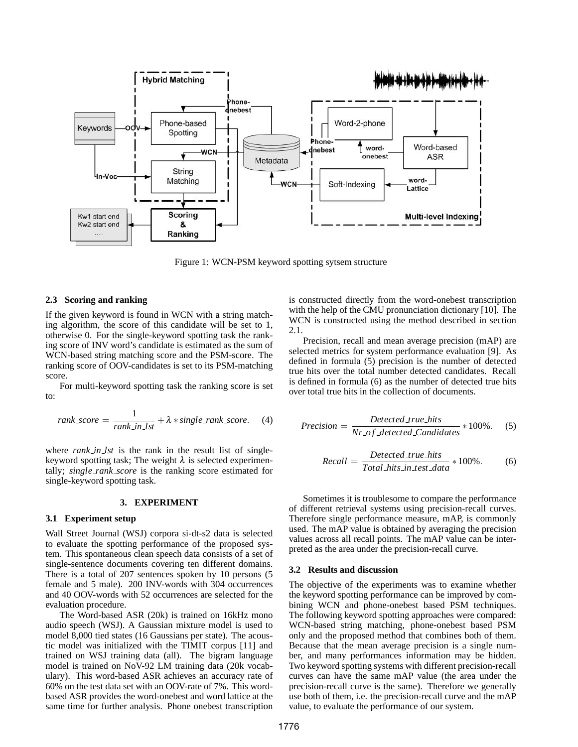Figure 1: WCN-PSM keyword spotting sytsem structure

### 2.3 Scoring and ranking

If the given keyword is found in WCN with a string matching algorithm, the score of this candidate will be set to 1, otherwise 0. For the single-keyword spotting task the ranking score of INV word's candidate is estimated as the sum of WCN-based string matching score and the PSM-score. The ranking score of OOV-candidates is set to its PSM-matching score.

For multi-keyword spotting task the ranking score is set to:

$$rank\_score = \frac{1}{rank\_in\_lst} + \lambda * single\_rank\_score. \quad (4)$$

where *rank_in_lst* is the rank in the result list of single-keyword spotting task; The weight $\lambda$ is selected experimentally; *single_rank_score* is the ranking score estimated for single-keyword spotting task.

## 3. EXPERIMENT

### 3.1 Experiment setup

Wall Street Journal (WSJ) corpora si-dt-s2 data is selected to evaluate the spotting performance of the proposed system. This spontaneous clean speech data consists of a set of single-sentence documents covering ten different domains. There is a total of 207 sentences spoken by 10 persons (5 female and 5 male). 200 INV-words with 304 occurrences and 40 OOV-words with 52 occurrences are selected for the evaluation procedure.

The Word-based ASR (20k) is trained on 16kHz mono audio speech (WSJ). A Gaussian mixture model is used to model 8,000 tied states (16 Gaussians per state). The acoustic model was initialized with the TIMIT corpus [11] and trained on WSJ training data (all). The bigram language model is trained on NoV-92 LM training data (20k vocabulary). This word-based ASR achieves an accuracy rate of 60% on the test data set with an OOV-rate of 7%. This word-based ASR provides the word-onebest and word lattice at the same time for further analysis. Phone onebest transcription is constructed directly from the word-onebest transcription with the help of the CMU pronunciation dictionary [10]. The WCN is constructed using the method described in section 2.1.

Precision, recall and mean average precision (mAP) are selected metrics for system performance evaluation [9]. As defined in formula (5) precision is the number of detected true hits over the total number detected candidates. Recall is defined in formula (6) as the number of detected true hits over total true hits in the collection of documents.

$$Precision = \frac{Detected\_true\_hits}{Nr\_of\_detected\_Candidates} * 100\%. \quad (5)$$

$$Recall = \frac{Detected\_true\_hits}{Total\_hits\_in\_test\_data} * 100\%. \quad (6)$$

Sometimes it is troublesome to compare the performance of different retrieval systems using precision-recall curves. Therefore single performance measure, mAP, is commonly used. The mAP value is obtained by averaging the precision values across all recall points. The mAP value can be interpreted as the area under the precision-recall curve.

### 3.2 Results and discussion

The objective of the experiments was to examine whether the keyword spotting performance can be improved by combining WCN and phone-onebest based PSM techniques. The following keyword spotting approaches were compared: WCN-based string matching, phone-onebest based PSM only and the proposed method that combines both of them. Because that the mean average precision is a single number, and many performances information may be hidden. Two keyword spotting systems with different precision-recall curves can have the same mAP value (the area under the precision-recall curve is the same). Therefore we generally use both of them, i.e. the precision-recall curve and the mAP value, to evaluate the performance of our system.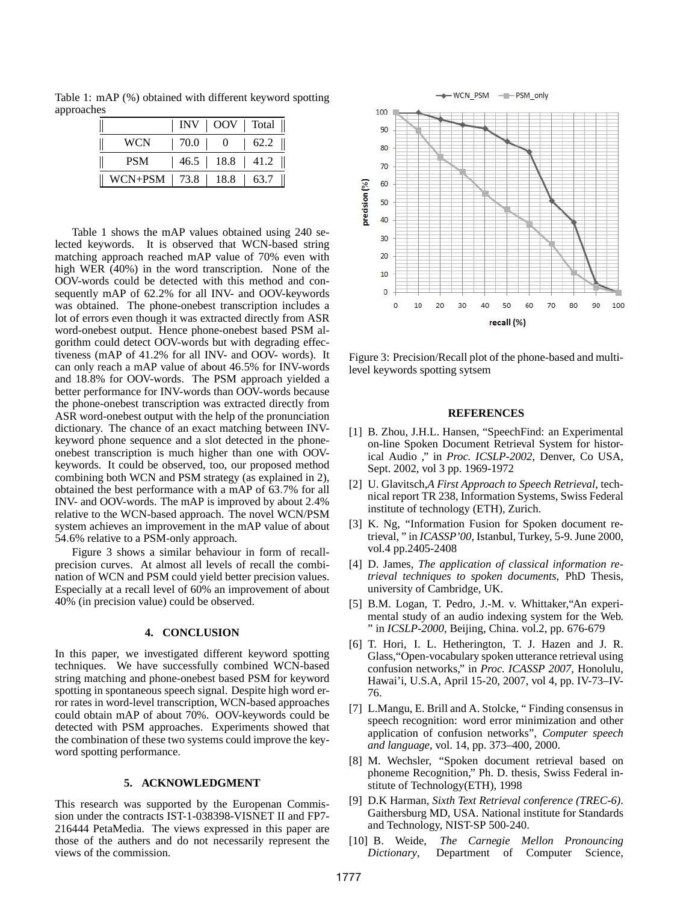Table 1: mAP (%) obtained with different keyword spotting approaches

| | INV | OOV | Total |
|---|---|---|---|
| WCN | 70.0 | 0 | 62.2 |
| PSM | 46.5 | 18.8 | 41.2 |
| WCN+PSM | 73.8 | 18.8 | 63.7 |

Table 1 shows the mAP values obtained using 240 selected keywords. It is observed that WCN-based string matching approach reached mAP value of 70% even with high WER (40%) in the word transcription. None of the OOV-words could be detected with this method and consequently mAP of 62.2% for all INV- and OOV-keywords was obtained. The phone-onebest transcription includes a lot of errors even though it was extracted directly from ASR word-onebest output. Hence phone-onebest based PSM algorithm could detect OOV-words but with degrading effectiveness (mAP of 41.2% for all INV- and OOV- words). It can only reach a mAP value of about 46.5% for INV-words and 18.8% for OOV-words. The PSM approach yielded a better performance for INV-words than OOV-words because the phone-onebest transcription was extracted directly from ASR word-onebest output with the help of the pronunciation dictionary. The chance of an exact matching between INV-keyword phone sequence and a slot detected in the phone-onebest transcription is much higher than one with OOV-keywords. It could be observed, too, our proposed method combining both WCN and PSM strategy (as explained in 2), obtained the best performance with a mAP of 63.7% for all INV- and OOV-words. The mAP is improved by about 2.4% relative to the WCN-based approach. The novel WCN/PSM system achieves an improvement in the mAP value of about 54.6% relative to a PSM-only approach.

Figure 3 shows a similar behaviour in form of recall-precision curves. At almost all levels of recall the combination of WCN and PSM could yield better precision values. Especially at a recall level of 60% an improvement of about 40% (in precision value) could be observed.

## 4. CONCLUSION

In this paper, we investigated different keyword spotting techniques. We have successfully combined WCN-based string matching and phone-onebest based PSM for keyword spotting in spontaneous speech signal. Despite high word error rates in word-level transcription, WCN-based approaches could obtain mAP of about 70%. OOV-keywords could be detected with PSM approaches. Experiments showed that the combination of these two systems could improve the keyword spotting performance.

## 5. ACKNOWLEDGMENT

This research was supported by the Europenan Commission under the contracts IST-1-038398-VISNET II and FP7-216444 PetaMedia. The views expressed in this paper are those of the authers and do not necessarily represent the views of the commission.

Figure 3: Precision/Recall plot of the phone-based and multi-level keywords spotting sytsem

## REFERENCES

[1] B. Zhou, J.H.L. Hansen, "SpeechFind: an Experimental on-line Spoken Document Retrieval System for historical Audio ," in *Proc. ICSLP-2002*, Denver, Co USA, Sept. 2002, vol 3 pp. 1969-1972

[2] U. Glavitsch,*A First Approach to Speech Retrieval*, technical report TR 238, Information Systems, Swiss Federal institute of technology (ETH), Zurich.

[3] K. Ng, "Information Fusion for Spoken document retrieval, " in *ICASSP'00*, Istanbul, Turkey, 5-9. June 2000, vol.4 pp.2405-2408

[4] D. James, *The application of classical information retrieval techniques to spoken documents*, PhD Thesis, university of Cambridge, UK.

[5] B.M. Logan, T. Pedro, J.-M. v. Whittaker,"An experimental study of an audio indexing system for the Web. " in *ICSLP-2000*, Beijing, China. vol.2, pp. 676-679

[6] T. Hori, I. L. Hetherington, T. J. Hazen and J. R. Glass,"Open-vocabulary spoken utterance retrieval using confusion networks," in *Proc. ICASSP 2007*, Honolulu, Hawai'i, U.S.A, April 15-20, 2007, vol 4, pp. IV-73–IV-76.

[7] L.Mangu, E. Brill and A. Stolcke, " Finding consensus in speech recognition: word error minimization and other application of confusion networks", *Computer speech and language*, vol. 14, pp. 373–400, 2000.

[8] M. Wechsler, "Spoken document retrieval based on phoneme Recognition," Ph. D. thesis, Swiss Federal institute of Technology(ETH), 1998

[9] D.K Harman, *Sixth Text Retrieval conference (TREC-6)*. Gaithersburg MD, USA. National institute for Standards and Technology, NIST-SP 500-240.

[10] B. Weide, *The Carnegie Mellon Pronouncing Dictionary*, Department of Computer Science,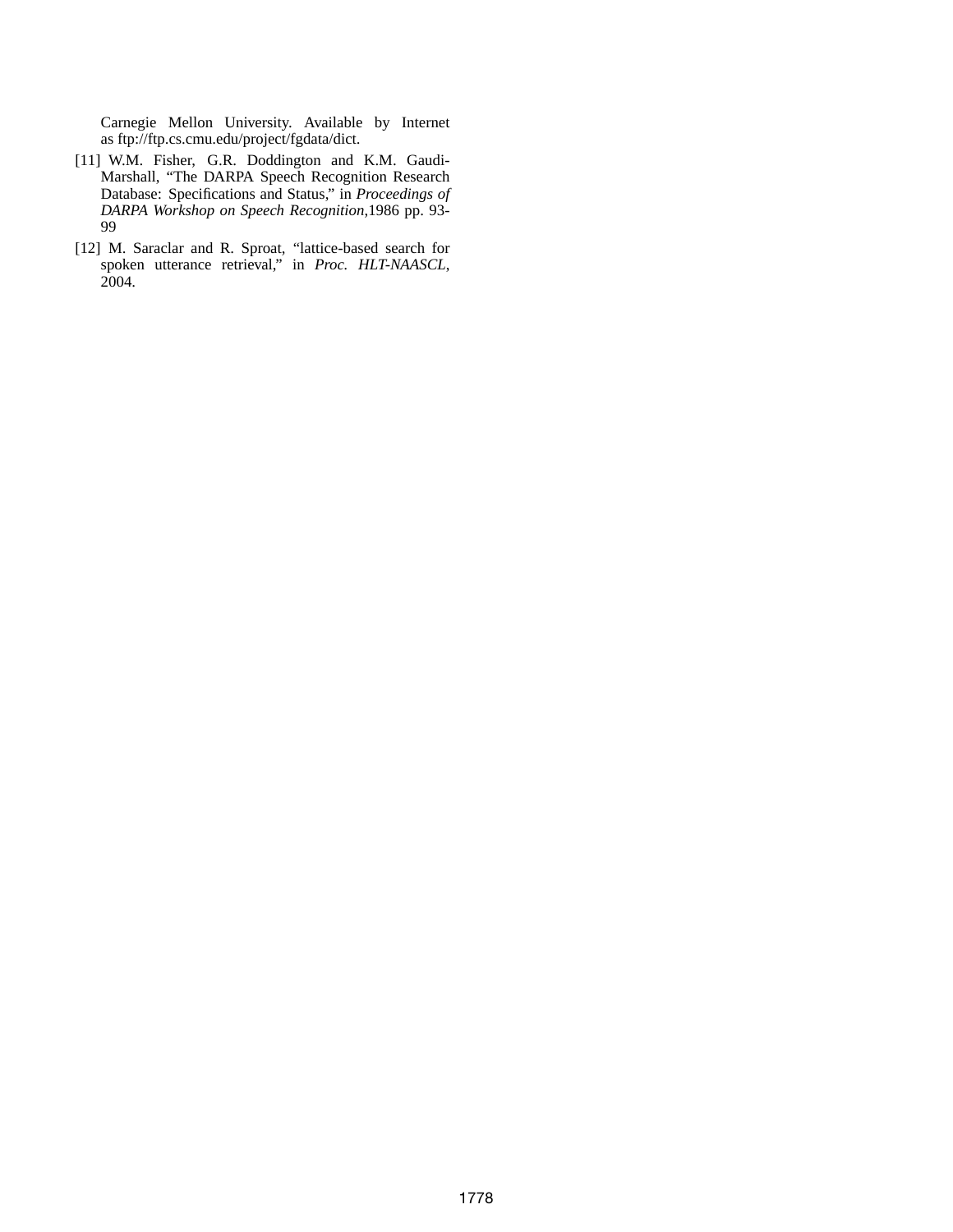Carnegie Mellon University. Available by Internet as ftp://ftp.cs.cmu.edu/project/fgdata/dict.

[11] W.M. Fisher, G.R. Doddington and K.M. Gaudi-Marshall, “The DARPA Speech Recognition Research Database: Specifications and Status,” in *Proceedings of DARPA Workshop on Speech Recognition*,1986 pp. 93-99

[12] M. Saraclar and R. Sproat, “lattice-based search for spoken utterance retrieval,” in *Proc. HLT-NAASCL*, 2004.